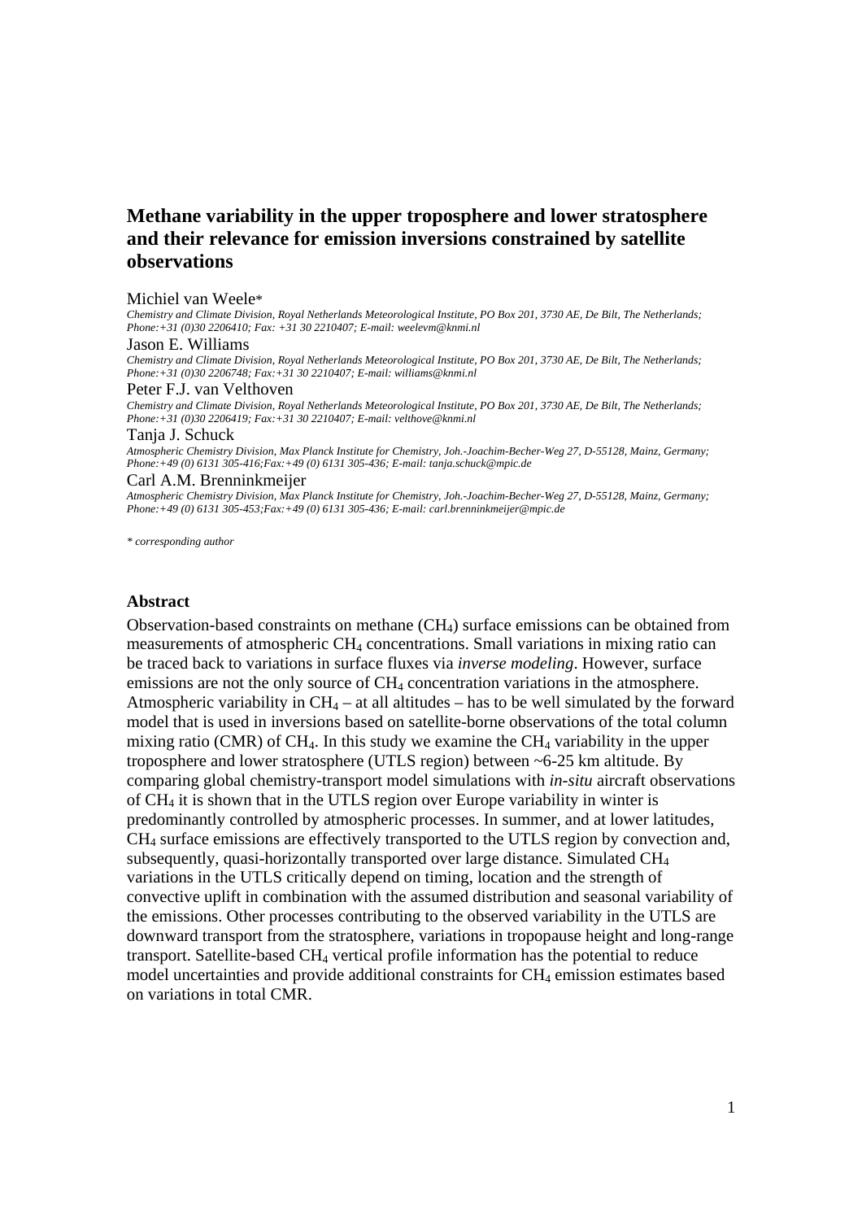# Methane variability in the upper troposphere and lower stratosphere and their relevance for emission inversions constrained by satellite observations

Michiel van Weele*

*Chemistry and Climate Division, Royal Netherlands Meteorological Institute, PO Box 201, 3730 AE, De Bilt, The Netherlands; Phone:+31 (0)30 2206410; Fax: +31 30 2210407; E-mail: weelevm@knmi.nl*

Jason E. Williams

*Chemistry and Climate Division, Royal Netherlands Meteorological Institute, PO Box 201, 3730 AE, De Bilt, The Netherlands; Phone:+31 (0)30 2206748; Fax:+31 30 2210407; E-mail: williams@knmi.nl*

Peter F.J. van Velthoven

*Chemistry and Climate Division, Royal Netherlands Meteorological Institute, PO Box 201, 3730 AE, De Bilt, The Netherlands; Phone:+31 (0)30 2206419; Fax:+31 30 2210407; E-mail: velthove@knmi.nl*

Tanja J. Schuck

*Atmospheric Chemistry Division, Max Planck Institute for Chemistry, Joh.-Joachim-Becher-Weg 27, D-55128, Mainz, Germany; Phone:+49 (0) 6131 305-416;Fax:+49 (0) 6131 305-436; E-mail: tanja.schuck@mpic.de*

Carl A.M. Brenninkmeijer

*Atmospheric Chemistry Division, Max Planck Institute for Chemistry, Joh.-Joachim-Becher-Weg 27, D-55128, Mainz, Germany; Phone:+49 (0) 6131 305-453;Fax:+49 (0) 6131 305-436; E-mail: carl.brenninkmeijer@mpic.de*

*\* corresponding author*

## Abstract

Observation-based constraints on methane ($CH_4$) surface emissions can be obtained from measurements of atmospheric $CH_4$ concentrations. Small variations in mixing ratio can be traced back to variations in surface fluxes via *inverse modeling*. However, surface emissions are not the only source of $CH_4$ concentration variations in the atmosphere. Atmospheric variability in $CH_4$ – at all altitudes – has to be well simulated by the forward model that is used in inversions based on satellite-borne observations of the total column mixing ratio (CMR) of $CH_4$. In this study we examine the $CH_4$ variability in the upper troposphere and lower stratosphere (UTLS region) between ~6-25 km altitude. By comparing global chemistry-transport model simulations with *in-situ* aircraft observations of $CH_4$ it is shown that in the UTLS region over Europe variability in winter is predominantly controlled by atmospheric processes. In summer, and at lower latitudes, $CH_4$ surface emissions are effectively transported to the UTLS region by convection and, subsequently, quasi-horizontally transported over large distance. Simulated $CH_4$ variations in the UTLS critically depend on timing, location and the strength of convective uplift in combination with the assumed distribution and seasonal variability of the emissions. Other processes contributing to the observed variability in the UTLS are downward transport from the stratosphere, variations in tropopause height and long-range transport. Satellite-based $CH_4$ vertical profile information has the potential to reduce model uncertainties and provide additional constraints for $CH_4$ emission estimates based on variations in total CMR.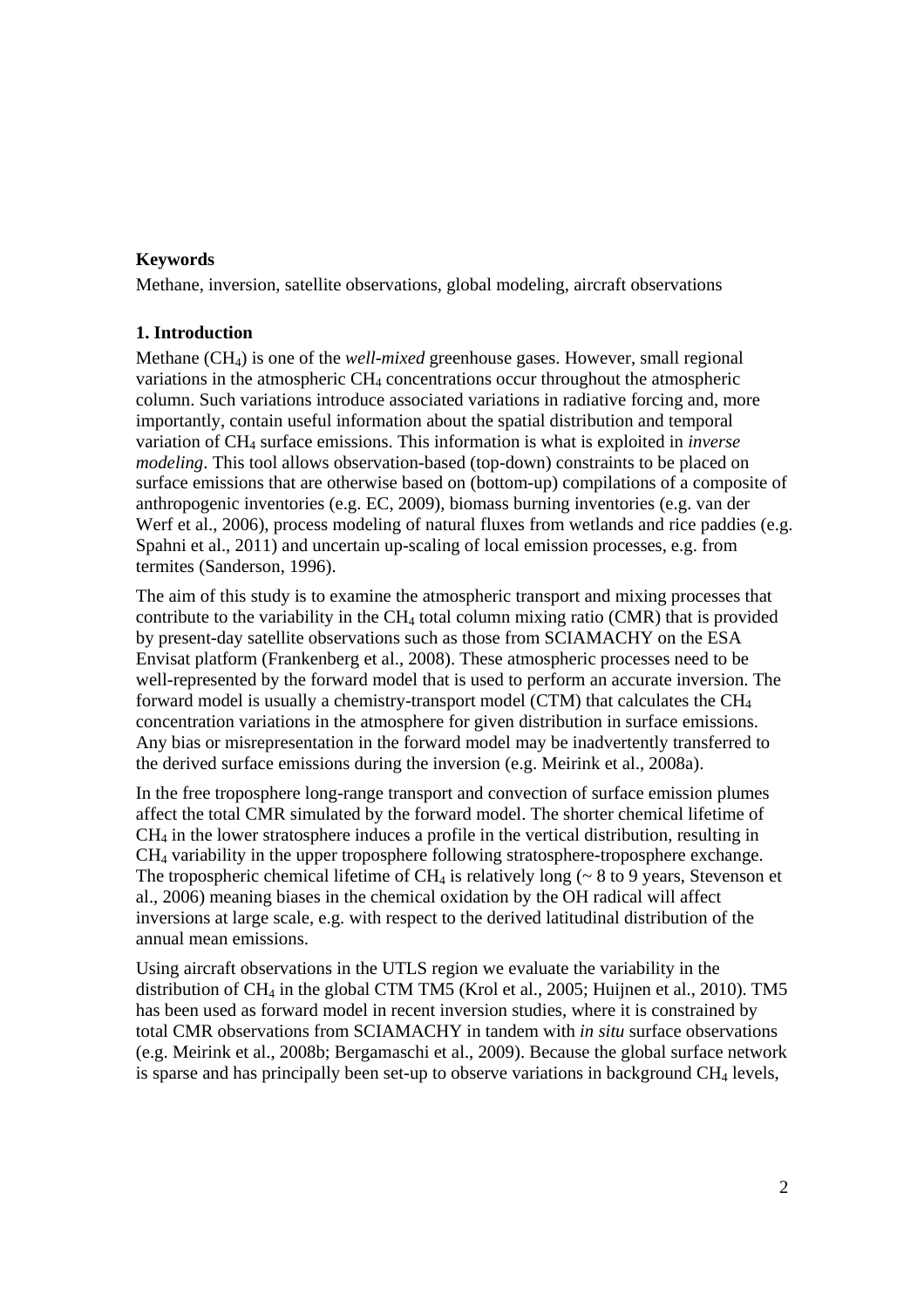**Keywords**

Methane, inversion, satellite observations, global modeling, aircraft observations

## 1. Introduction

Methane ($CH_4$) is one of the *well-mixed* greenhouse gases. However, small regional variations in the atmospheric $CH_4$ concentrations occur throughout the atmospheric column. Such variations introduce associated variations in radiative forcing and, more importantly, contain useful information about the spatial distribution and temporal variation of $CH_4$ surface emissions. This information is what is exploited in *inverse modeling*. This tool allows observation-based (top-down) constraints to be placed on surface emissions that are otherwise based on (bottom-up) compilations of a composite of anthropogenic inventories (e.g. EC, 2009), biomass burning inventories (e.g. van der Werf et al., 2006), process modeling of natural fluxes from wetlands and rice paddies (e.g. Spahni et al., 2011) and uncertain up-scaling of local emission processes, e.g. from termites (Sanderson, 1996).

The aim of this study is to examine the atmospheric transport and mixing processes that contribute to the variability in the $CH_4$ total column mixing ratio (CMR) that is provided by present-day satellite observations such as those from SCIAMACHY on the ESA Envisat platform (Frankenberg et al., 2008). These atmospheric processes need to be well-represented by the forward model that is used to perform an accurate inversion. The forward model is usually a chemistry-transport model (CTM) that calculates the $CH_4$ concentration variations in the atmosphere for given distribution in surface emissions. Any bias or misrepresentation in the forward model may be inadvertently transferred to the derived surface emissions during the inversion (e.g. Meirink et al., 2008a).

In the free troposphere long-range transport and convection of surface emission plumes affect the total CMR simulated by the forward model. The shorter chemical lifetime of $CH_4$ in the lower stratosphere induces a profile in the vertical distribution, resulting in $CH_4$ variability in the upper troposphere following stratosphere-troposphere exchange. The tropospheric chemical lifetime of $CH_4$ is relatively long (~ 8 to 9 years, Stevenson et al., 2006) meaning biases in the chemical oxidation by the OH radical will affect inversions at large scale, e.g. with respect to the derived latitudinal distribution of the annual mean emissions.

Using aircraft observations in the UTLS region we evaluate the variability in the distribution of $CH_4$ in the global CTM TM5 (Krol et al., 2005; Huijnen et al., 2010). TM5 has been used as forward model in recent inversion studies, where it is constrained by total CMR observations from SCIAMACHY in tandem with *in situ* surface observations (e.g. Meirink et al., 2008b; Bergamaschi et al., 2009). Because the global surface network is sparse and has principally been set-up to observe variations in background $CH_4$ levels,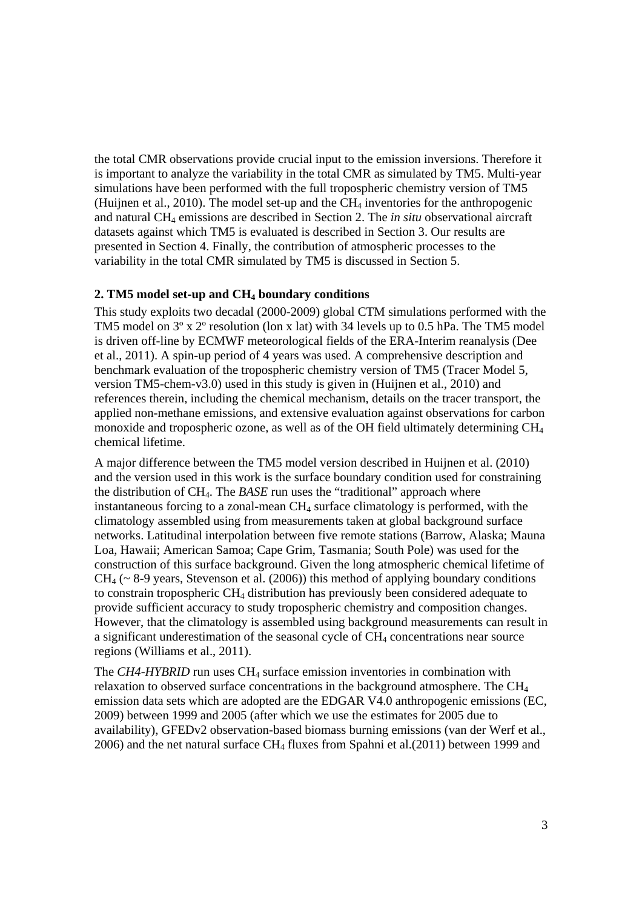the total CMR observations provide crucial input to the emission inversions. Therefore it is important to analyze the variability in the total CMR as simulated by TM5. Multi-year simulations have been performed with the full tropospheric chemistry version of TM5 (Huijnen et al., 2010). The model set-up and the $CH_4$ inventories for the anthropogenic and natural $CH_4$ emissions are described in Section 2. The *in situ* observational aircraft datasets against which TM5 is evaluated is described in Section 3. Our results are presented in Section 4. Finally, the contribution of atmospheric processes to the variability in the total CMR simulated by TM5 is discussed in Section 5.

## 2. TM5 model set-up and $CH_4$ boundary conditions

This study exploits two decadal (2000-2009) global CTM simulations performed with the TM5 model on 3º x 2º resolution (lon x lat) with 34 levels up to 0.5 hPa. The TM5 model is driven off-line by ECMWF meteorological fields of the ERA-Interim reanalysis (Dee et al., 2011). A spin-up period of 4 years was used. A comprehensive description and benchmark evaluation of the tropospheric chemistry version of TM5 (Tracer Model 5, version TM5-chem-v3.0) used in this study is given in (Huijnen et al., 2010) and references therein, including the chemical mechanism, details on the tracer transport, the applied non-methane emissions, and extensive evaluation against observations for carbon monoxide and tropospheric ozone, as well as of the OH field ultimately determining $CH_4$ chemical lifetime.

A major difference between the TM5 model version described in Huijnen et al. (2010) and the version used in this work is the surface boundary condition used for constraining the distribution of $CH_4$. The *BASE* run uses the "traditional" approach where instantaneous forcing to a zonal-mean $CH_4$ surface climatology is performed, with the climatology assembled using from measurements taken at global background surface networks. Latitudinal interpolation between five remote stations (Barrow, Alaska; Mauna Loa, Hawaii; American Samoa; Cape Grim, Tasmania; South Pole) was used for the construction of this surface background. Given the long atmospheric chemical lifetime of $CH_4$ (~ 8-9 years, Stevenson et al. (2006)) this method of applying boundary conditions to constrain tropospheric $CH_4$ distribution has previously been considered adequate to provide sufficient accuracy to study tropospheric chemistry and composition changes. However, that the climatology is assembled using background measurements can result in a significant underestimation of the seasonal cycle of $CH_4$ concentrations near source regions (Williams et al., 2011).

The *CH4-HYBRID* run uses $CH_4$ surface emission inventories in combination with relaxation to observed surface concentrations in the background atmosphere. The $CH_4$ emission data sets which are adopted are the EDGAR V4.0 anthropogenic emissions (EC, 2009) between 1999 and 2005 (after which we use the estimates for 2005 due to availability), GFEDv2 observation-based biomass burning emissions (van der Werf et al., 2006) and the net natural surface $CH_4$ fluxes from Spahni et al.(2011) between 1999 and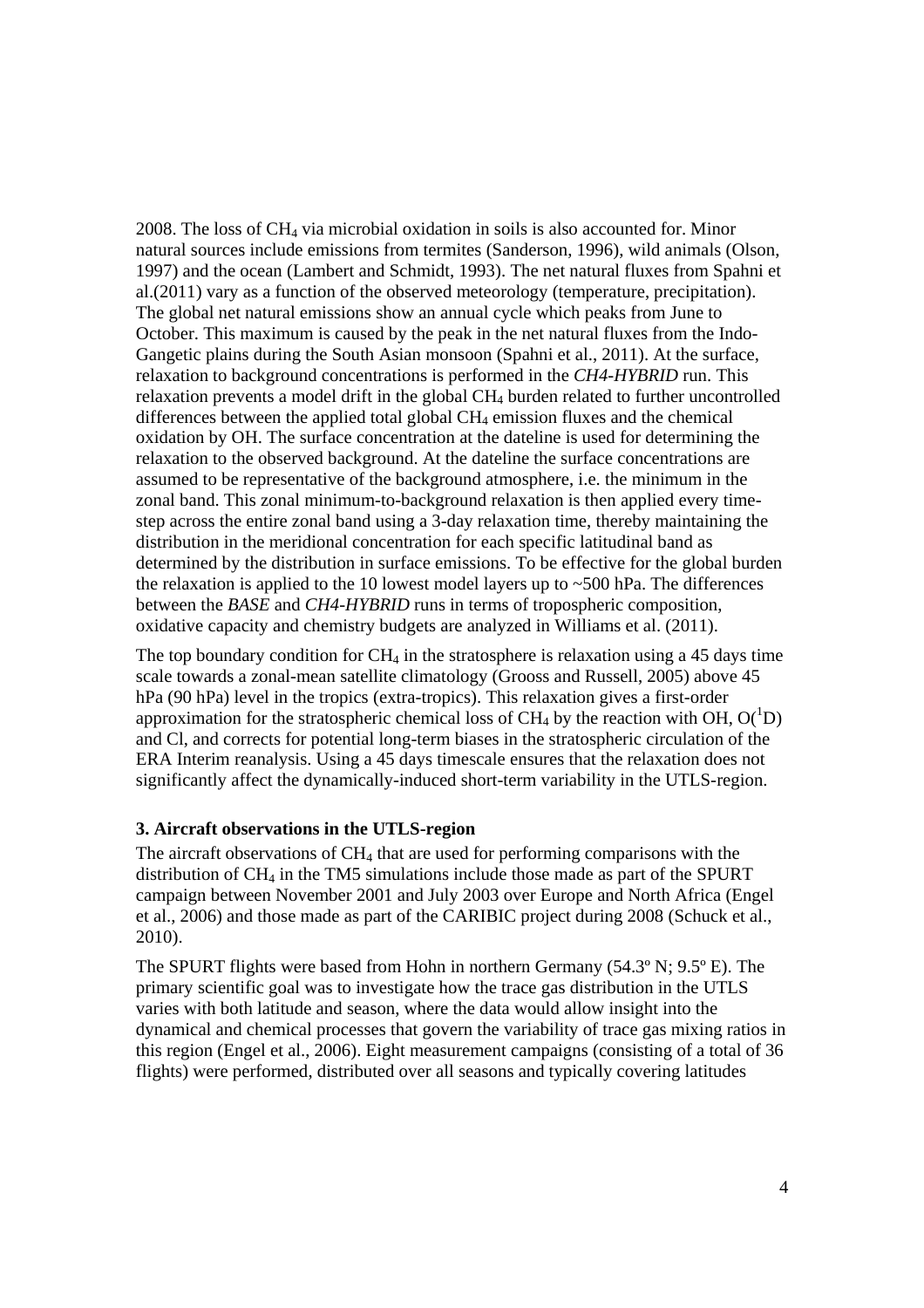2008. The loss of $CH_4$ via microbial oxidation in soils is also accounted for. Minor natural sources include emissions from termites (Sanderson, 1996), wild animals (Olson, 1997) and the ocean (Lambert and Schmidt, 1993). The net natural fluxes from Spahni et al.(2011) vary as a function of the observed meteorology (temperature, precipitation). The global net natural emissions show an annual cycle which peaks from June to October. This maximum is caused by the peak in the net natural fluxes from the Indo-Gangetic plains during the South Asian monsoon (Spahni et al., 2011). At the surface, relaxation to background concentrations is performed in the *CH4-HYBRID* run. This relaxation prevents a model drift in the global $CH_4$ burden related to further uncontrolled differences between the applied total global $CH_4$ emission fluxes and the chemical oxidation by OH. The surface concentration at the dateline is used for determining the relaxation to the observed background. At the dateline the surface concentrations are assumed to be representative of the background atmosphere, i.e. the minimum in the zonal band. This zonal minimum-to-background relaxation is then applied every time-step across the entire zonal band using a 3-day relaxation time, thereby maintaining the distribution in the meridional concentration for each specific latitudinal band as determined by the distribution in surface emissions. To be effective for the global burden the relaxation is applied to the 10 lowest model layers up to ~500 hPa. The differences between the *BASE* and *CH4-HYBRID* runs in terms of tropospheric composition, oxidative capacity and chemistry budgets are analyzed in Williams et al. (2011).

The top boundary condition for $CH_4$ in the stratosphere is relaxation using a 45 days time scale towards a zonal-mean satellite climatology (Grooss and Russell, 2005) above 45 hPa (90 hPa) level in the tropics (extra-tropics). This relaxation gives a first-order approximation for the stratospheric chemical loss of $CH_4$ by the reaction with OH, $O(^1D)$ and Cl, and corrects for potential long-term biases in the stratospheric circulation of the ERA Interim reanalysis. Using a 45 days timescale ensures that the relaxation does not significantly affect the dynamically-induced short-term variability in the UTLS-region.

### 3. Aircraft observations in the UTLS-region

The aircraft observations of $CH_4$ that are used for performing comparisons with the distribution of $CH_4$ in the TM5 simulations include those made as part of the SPURT campaign between November 2001 and July 2003 over Europe and North Africa (Engel et al., 2006) and those made as part of the CARIBIC project during 2008 (Schuck et al., 2010).

The SPURT flights were based from Hohn in northern Germany (54.3º N; 9.5º E). The primary scientific goal was to investigate how the trace gas distribution in the UTLS varies with both latitude and season, where the data would allow insight into the dynamical and chemical processes that govern the variability of trace gas mixing ratios in this region (Engel et al., 2006). Eight measurement campaigns (consisting of a total of 36 flights) were performed, distributed over all seasons and typically covering latitudes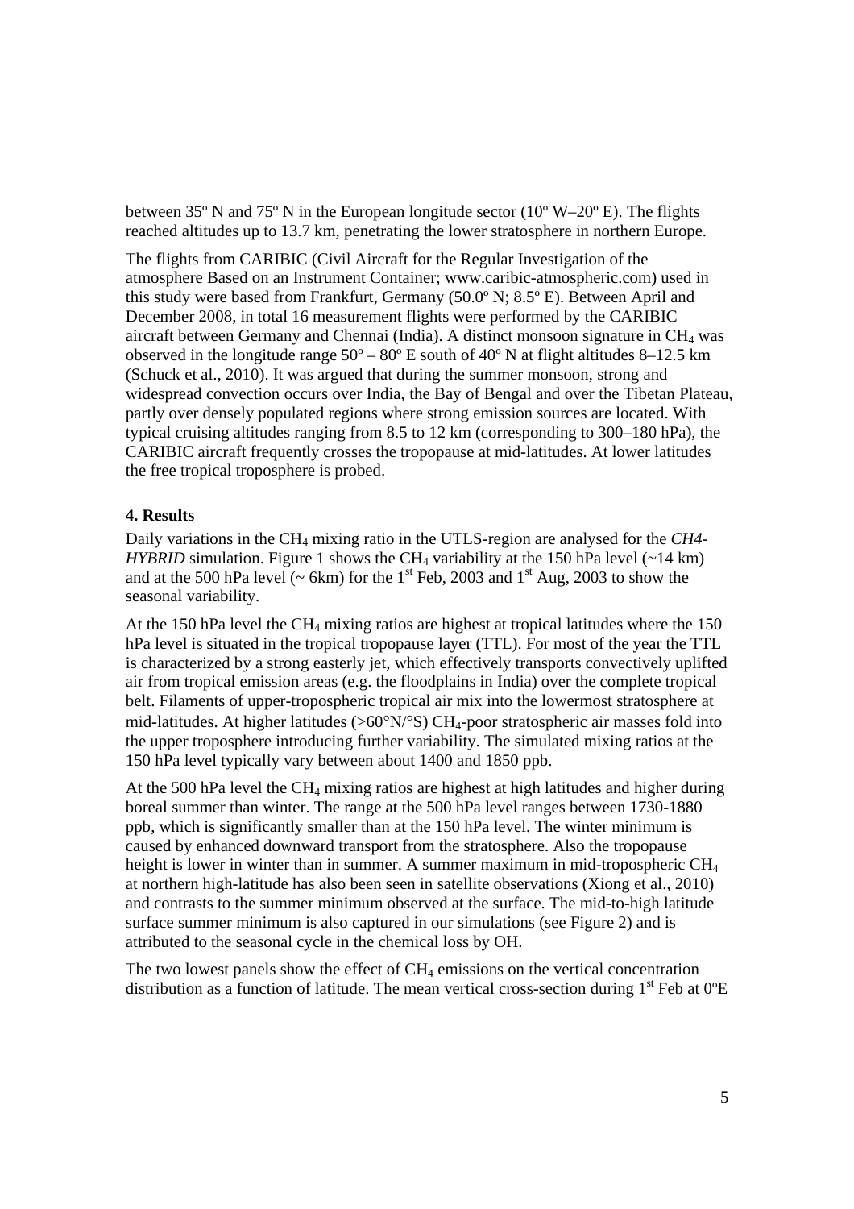between 35º N and 75º N in the European longitude sector (10º W–20º E). The flights reached altitudes up to 13.7 km, penetrating the lower stratosphere in northern Europe.

The flights from CARIBIC (Civil Aircraft for the Regular Investigation of the atmosphere Based on an Instrument Container; www.caribic-atmospheric.com) used in this study were based from Frankfurt, Germany (50.0º N; 8.5º E). Between April and December 2008, in total 16 measurement flights were performed by the CARIBIC aircraft between Germany and Chennai (India). A distinct monsoon signature in $CH_4$ was observed in the longitude range 50º – 80º E south of 40º N at flight altitudes 8–12.5 km (Schuck et al., 2010). It was argued that during the summer monsoon, strong and widespread convection occurs over India, the Bay of Bengal and over the Tibetan Plateau, partly over densely populated regions where strong emission sources are located. With typical cruising altitudes ranging from 8.5 to 12 km (corresponding to 300–180 hPa), the CARIBIC aircraft frequently crosses the tropopause at mid-latitudes. At lower latitudes the free tropical troposphere is probed.

## 4. Results

Daily variations in the $CH_4$ mixing ratio in the UTLS-region are analysed for the *CH4-HYBRID* simulation. Figure 1 shows the $CH_4$ variability at the 150 hPa level (~14 km) and at the 500 hPa level (~ 6km) for the 1[st] Feb, 2003 and 1[st] Aug, 2003 to show the seasonal variability.

At the 150 hPa level the $CH_4$ mixing ratios are highest at tropical latitudes where the 150 hPa level is situated in the tropical tropopause layer (TTL). For most of the year the TTL is characterized by a strong easterly jet, which effectively transports convectively uplifted air from tropical emission areas (e.g. the floodplains in India) over the complete tropical belt. Filaments of upper-tropospheric tropical air mix into the lowermost stratosphere at mid-latitudes. At higher latitudes (>60°N/°S) $CH_4$-poor stratospheric air masses fold into the upper troposphere introducing further variability. The simulated mixing ratios at the 150 hPa level typically vary between about 1400 and 1850 ppb.

At the 500 hPa level the $CH_4$ mixing ratios are highest at high latitudes and higher during boreal summer than winter. The range at the 500 hPa level ranges between 1730-1880 ppb, which is significantly smaller than at the 150 hPa level. The winter minimum is caused by enhanced downward transport from the stratosphere. Also the tropopause height is lower in winter than in summer. A summer maximum in mid-tropospheric $CH_4$ at northern high-latitude has also been seen in satellite observations (Xiong et al., 2010) and contrasts to the summer minimum observed at the surface. The mid-to-high latitude surface summer minimum is also captured in our simulations (see Figure 2) and is attributed to the seasonal cycle in the chemical loss by OH.

The two lowest panels show the effect of $CH_4$ emissions on the vertical concentration distribution as a function of latitude. The mean vertical cross-section during 1[st] Feb at 0ºE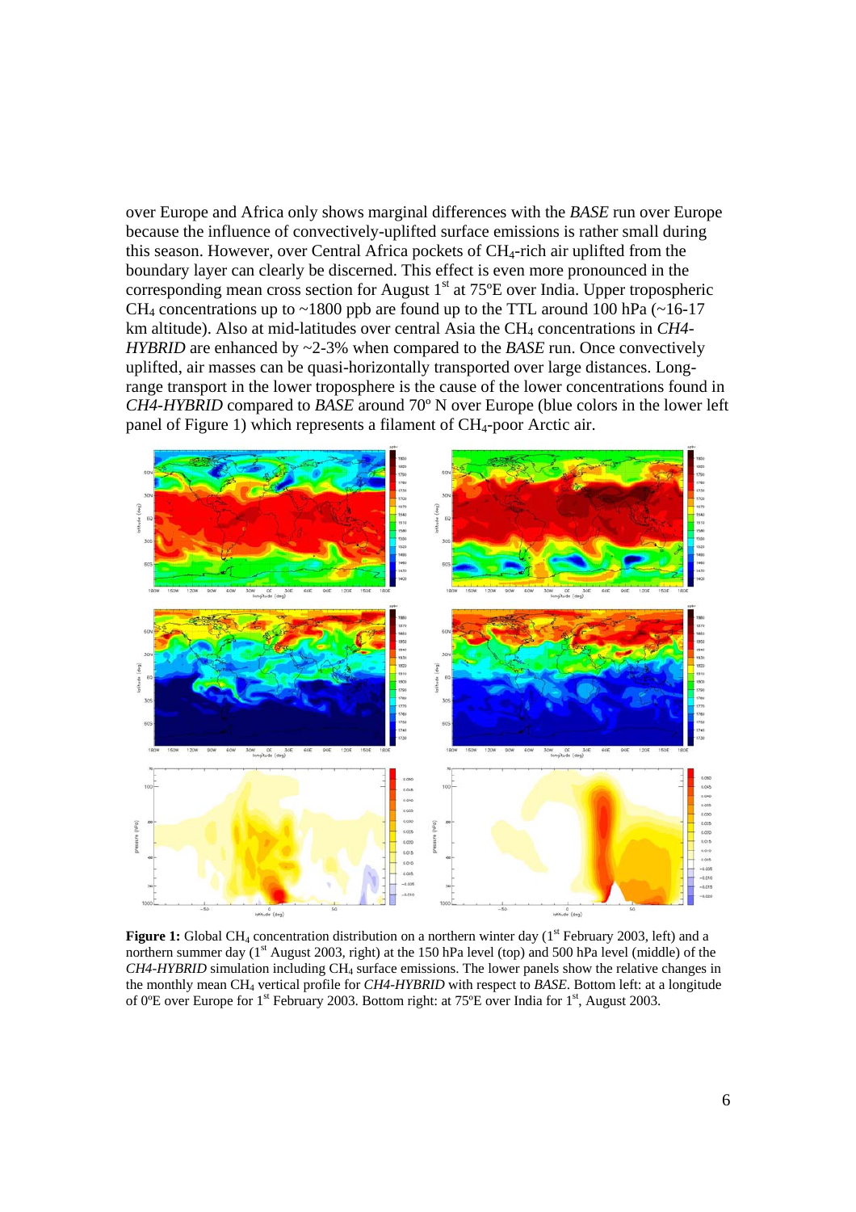over Europe and Africa only shows marginal differences with the *BASE* run over Europe because the influence of convectively-uplifted surface emissions is rather small during this season. However, over Central Africa pockets of $CH_4$-rich air uplifted from the boundary layer can clearly be discerned. This effect is even more pronounced in the corresponding mean cross section for August 1st at 75ºE over India. Upper tropospheric $CH_4$ concentrations up to ~1800 ppb are found up to the TTL around 100 hPa (~16-17 km altitude). Also at mid-latitudes over central Asia the $CH_4$ concentrations in *CH4-HYBRID* are enhanced by ~2-3% when compared to the *BASE* run. Once convectively uplifted, air masses can be quasi-horizontally transported over large distances. Long-range transport in the lower troposphere is the cause of the lower concentrations found in *CH4-HYBRID* compared to *BASE* around 70º N over Europe (blue colors in the lower left panel of Figure 1) which represents a filament of $CH_4$-poor Arctic air.

**Figure 1:** Global $CH_4$ concentration distribution on a northern winter day (1st February 2003, left) and a northern summer day (1st August 2003, right) at the 150 hPa level (top) and 500 hPa level (middle) of the *CH4-HYBRID* simulation including $CH_4$ surface emissions. The lower panels show the relative changes in the monthly mean $CH_4$ vertical profile for *CH4-HYBRID* with respect to *BASE*. Bottom left: at a longitude of 0ºE over Europe for 1st February 2003. Bottom right: at 75ºE over India for 1st, August 2003.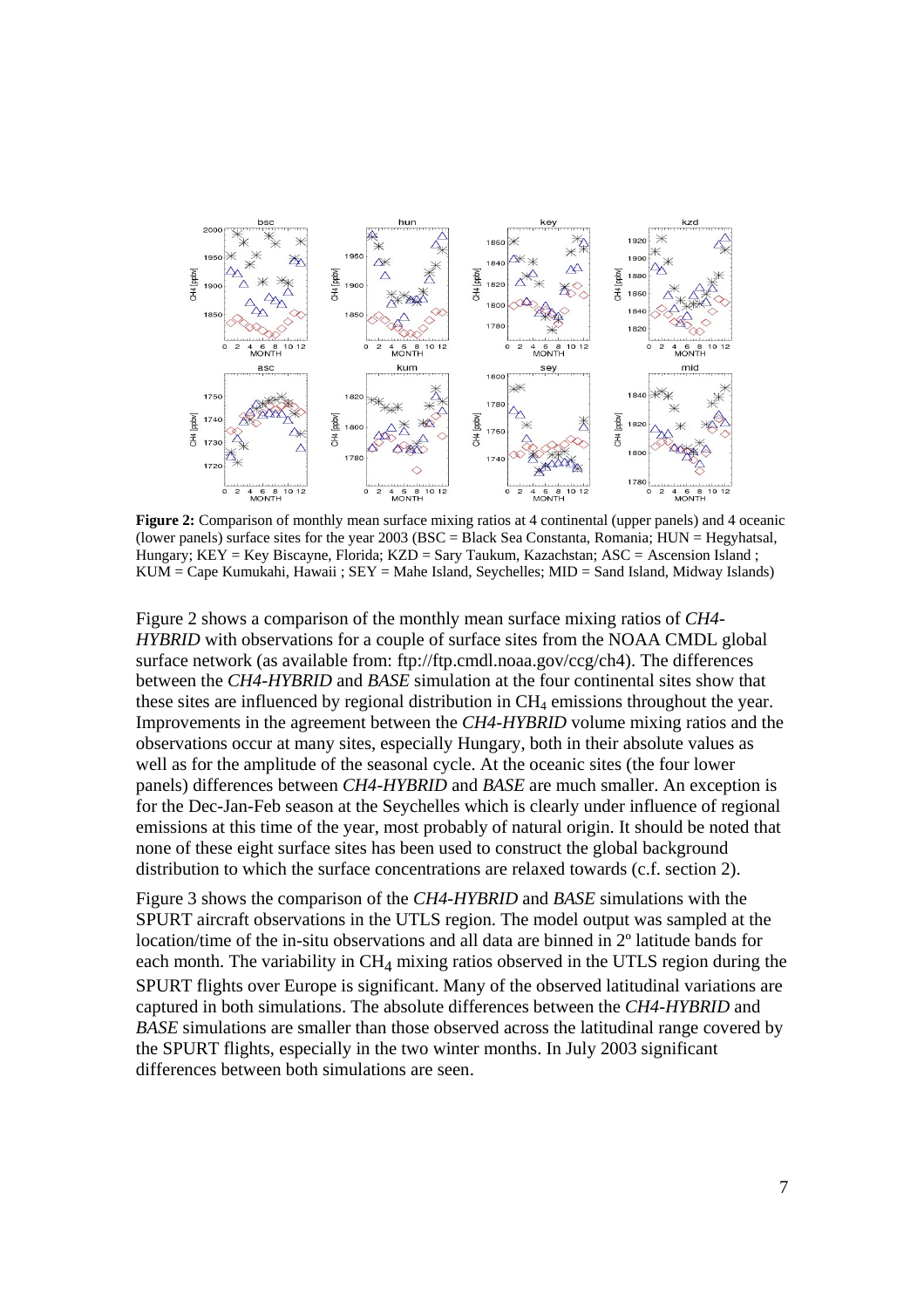**Figure 2:** Comparison of monthly mean surface mixing ratios at 4 continental (upper panels) and 4 oceanic (lower panels) surface sites for the year 2003 (BSC = Black Sea Constanta, Romania; HUN = Hegyhatsal, Hungary; KEY = Key Biscayne, Florida; KZD = Sary Taukum, Kazachstan; ASC = Ascension Island ; KUM = Cape Kumukahi, Hawaii ; SEY = Mahe Island, Seychelles; MID = Sand Island, Midway Islands)

Figure 2 shows a comparison of the monthly mean surface mixing ratios of *CH4-HYBRID* with observations for a couple of surface sites from the NOAA CMDL global surface network (as available from: ftp://ftp.cmdl.noaa.gov/ccg/ch4). The differences between the *CH4-HYBRID* and *BASE* simulation at the four continental sites show that these sites are influenced by regional distribution in $CH_4$ emissions throughout the year. Improvements in the agreement between the *CH4-HYBRID* volume mixing ratios and the observations occur at many sites, especially Hungary, both in their absolute values as well as for the amplitude of the seasonal cycle. At the oceanic sites (the four lower panels) differences between *CH4-HYBRID* and *BASE* are much smaller. An exception is for the Dec-Jan-Feb season at the Seychelles which is clearly under influence of regional emissions at this time of the year, most probably of natural origin. It should be noted that none of these eight surface sites has been used to construct the global background distribution to which the surface concentrations are relaxed towards (c.f. section 2).

Figure 3 shows the comparison of the *CH4-HYBRID* and *BASE* simulations with the SPURT aircraft observations in the UTLS region. The model output was sampled at the location/time of the in-situ observations and all data are binned in 2º latitude bands for each month. The variability in $CH_4$ mixing ratios observed in the UTLS region during the SPURT flights over Europe is significant. Many of the observed latitudinal variations are captured in both simulations. The absolute differences between the *CH4-HYBRID* and *BASE* simulations are smaller than those observed across the latitudinal range covered by the SPURT flights, especially in the two winter months. In July 2003 significant differences between both simulations are seen.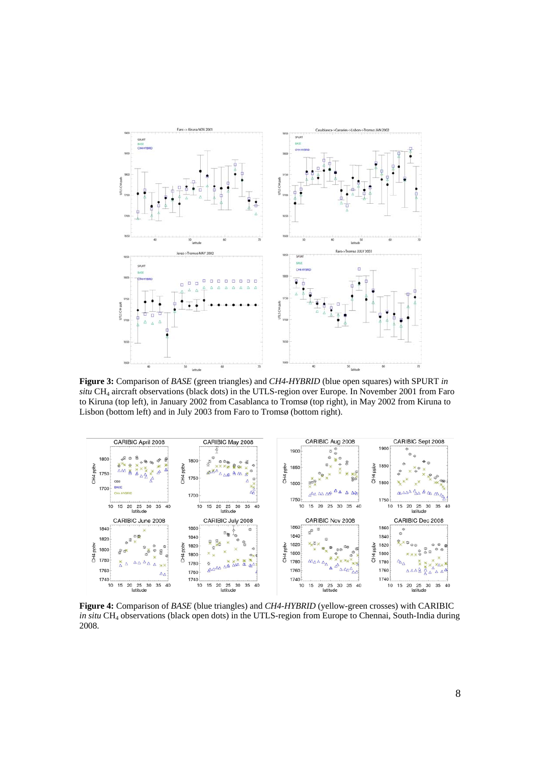**Figure 3:** Comparison of *BASE* (green triangles) and *CH4-HYBRID* (blue open squares) with SPURT *in situ* $CH_4$ aircraft observations (black dots) in the UTLS-region over Europe. In November 2001 from Faro to Kiruna (top left), in January 2002 from Casablanca to Tromsø (top right), in May 2002 from Kiruna to Lisbon (bottom left) and in July 2003 from Faro to Tromsø (bottom right).

**Figure 4:** Comparison of *BASE* (blue triangles) and *CH4-HYBRID* (yellow-green crosses) with CARIBIC *in situ* $CH_4$ observations (black open dots) in the UTLS-region from Europe to Chennai, South-India during 2008.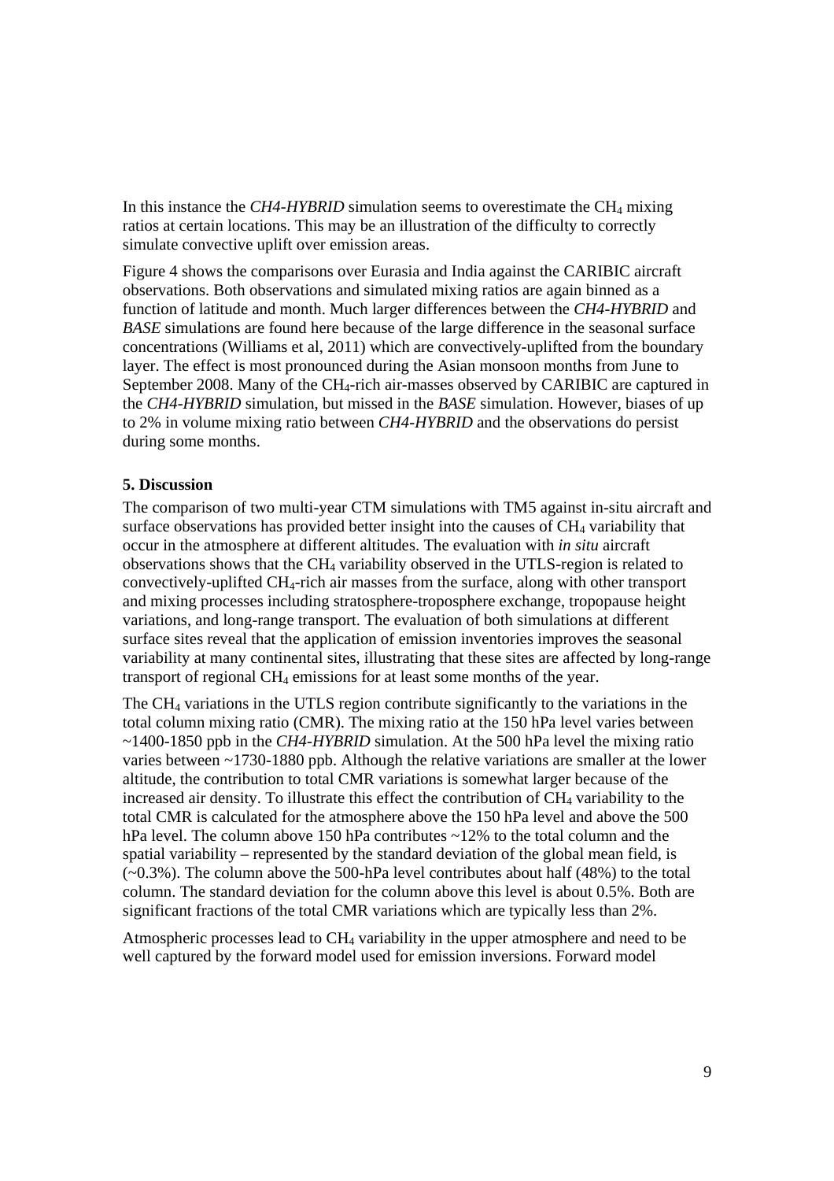In this instance the *CH4-HYBRID* simulation seems to overestimate the $CH_4$ mixing ratios at certain locations. This may be an illustration of the difficulty to correctly simulate convective uplift over emission areas.

Figure 4 shows the comparisons over Eurasia and India against the CARIBIC aircraft observations. Both observations and simulated mixing ratios are again binned as a function of latitude and month. Much larger differences between the *CH4-HYBRID* and *BASE* simulations are found here because of the large difference in the seasonal surface concentrations (Williams et al, 2011) which are convectively-uplifted from the boundary layer. The effect is most pronounced during the Asian monsoon months from June to September 2008. Many of the $CH_4$-rich air-masses observed by CARIBIC are captured in the *CH4-HYBRID* simulation, but missed in the *BASE* simulation. However, biases of up to 2% in volume mixing ratio between *CH4-HYBRID* and the observations do persist during some months.

**5. Discussion**

The comparison of two multi-year CTM simulations with TM5 against in-situ aircraft and surface observations has provided better insight into the causes of $CH_4$ variability that occur in the atmosphere at different altitudes. The evaluation with *in situ* aircraft observations shows that the $CH_4$ variability observed in the UTLS-region is related to convectively-uplifted $CH_4$-rich air masses from the surface, along with other transport and mixing processes including stratosphere-troposphere exchange, tropopause height variations, and long-range transport. The evaluation of both simulations at different surface sites reveal that the application of emission inventories improves the seasonal variability at many continental sites, illustrating that these sites are affected by long-range transport of regional $CH_4$ emissions for at least some months of the year.

The $CH_4$ variations in the UTLS region contribute significantly to the variations in the total column mixing ratio (CMR). The mixing ratio at the 150 hPa level varies between ~1400-1850 ppb in the *CH4-HYBRID* simulation. At the 500 hPa level the mixing ratio varies between ~1730-1880 ppb. Although the relative variations are smaller at the lower altitude, the contribution to total CMR variations is somewhat larger because of the increased air density. To illustrate this effect the contribution of $CH_4$ variability to the total CMR is calculated for the atmosphere above the 150 hPa level and above the 500 hPa level. The column above 150 hPa contributes ~12% to the total column and the spatial variability – represented by the standard deviation of the global mean field, is (~0.3%). The column above the 500-hPa level contributes about half (48%) to the total column. The standard deviation for the column above this level is about 0.5%. Both are significant fractions of the total CMR variations which are typically less than 2%.

Atmospheric processes lead to $CH_4$ variability in the upper atmosphere and need to be well captured by the forward model used for emission inversions. Forward model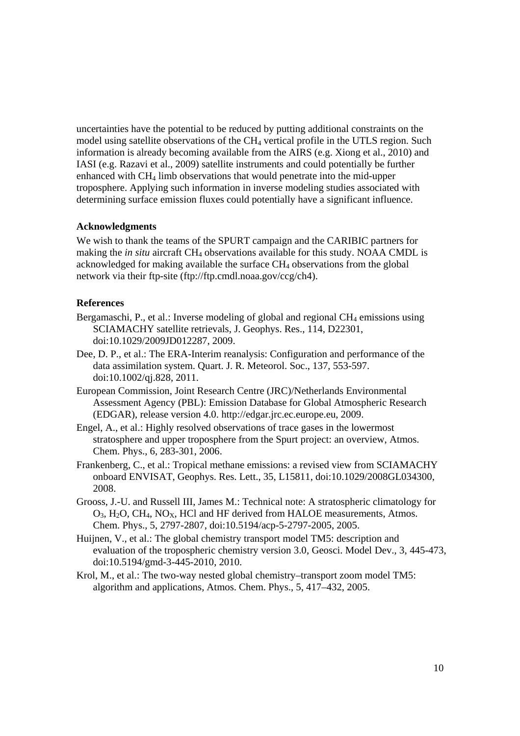uncertainties have the potential to be reduced by putting additional constraints on the model using satellite observations of the $CH_4$ vertical profile in the UTLS region. Such information is already becoming available from the AIRS (e.g. Xiong et al., 2010) and IASI (e.g. Razavi et al., 2009) satellite instruments and could potentially be further enhanced with $CH_4$ limb observations that would penetrate into the mid-upper troposphere. Applying such information in inverse modeling studies associated with determining surface emission fluxes could potentially have a significant influence.

## Acknowledgments

We wish to thank the teams of the SPURT campaign and the CARIBIC partners for making the *in situ* aircraft $CH_4$ observations available for this study. NOAA CMDL is acknowledged for making available the surface $CH_4$ observations from the global network via their ftp-site (ftp://ftp.cmdl.noaa.gov/ccg/ch4).

## References

Bergamaschi, P., et al.: Inverse modeling of global and regional $CH_4$ emissions using SCIAMACHY satellite retrievals, J. Geophys. Res., 114, D22301, doi:10.1029/2009JD012287, 2009.

Dee, D. P., et al.: The ERA-Interim reanalysis: Configuration and performance of the data assimilation system. Quart. J. R. Meteorol. Soc., 137, 553-597. doi:10.1002/qj.828, 2011.

European Commission, Joint Research Centre (JRC)/Netherlands Environmental Assessment Agency (PBL): Emission Database for Global Atmospheric Research (EDGAR), release version 4.0. http://edgar.jrc.ec.europe.eu, 2009.

Engel, A., et al.: Highly resolved observations of trace gases in the lowermost stratosphere and upper troposphere from the Spurt project: an overview, Atmos. Chem. Phys., 6, 283-301, 2006.

Frankenberg, C., et al.: Tropical methane emissions: a revised view from SCIAMACHY onboard ENVISAT, Geophys. Res. Lett., 35, L15811, doi:10.1029/2008GL034300, 2008.

Grooss, J.-U. and Russell III, James M.: Technical note: A stratospheric climatology for $O_3$, $H_2O$, $CH_4$, $NO_X$, HCl and HF derived from HALOE measurements, Atmos. Chem. Phys., 5, 2797-2807, doi:10.5194/acp-5-2797-2005, 2005.

Huijnen, V., et al.: The global chemistry transport model TM5: description and evaluation of the tropospheric chemistry version 3.0, Geosci. Model Dev., 3, 445-473, doi:10.5194/gmd-3-445-2010, 2010.

Krol, M., et al.: The two-way nested global chemistry–transport zoom model TM5: algorithm and applications, Atmos. Chem. Phys., 5, 417–432, 2005.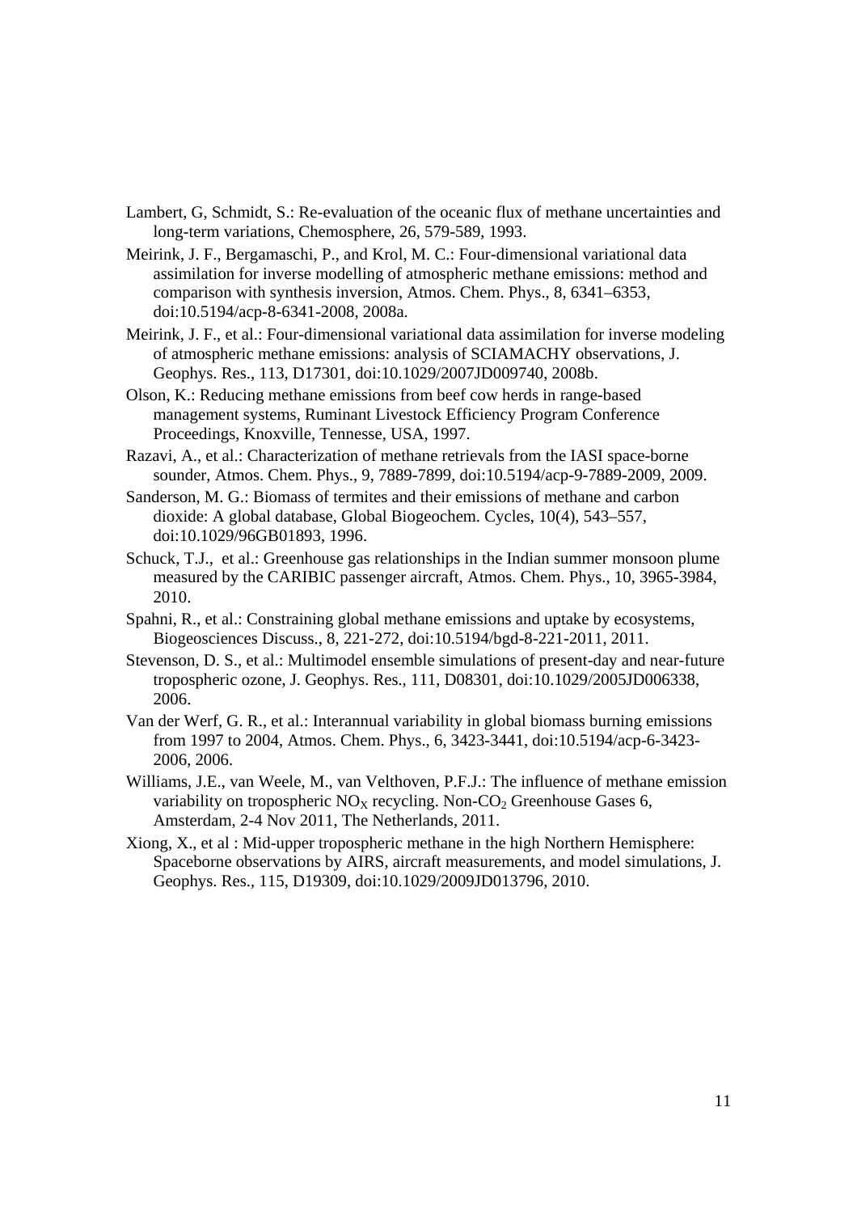Lambert, G, Schmidt, S.: Re-evaluation of the oceanic flux of methane uncertainties and long-term variations, Chemosphere, 26, 579-589, 1993.

Meirink, J. F., Bergamaschi, P., and Krol, M. C.: Four-dimensional variational data assimilation for inverse modelling of atmospheric methane emissions: method and comparison with synthesis inversion, Atmos. Chem. Phys., 8, 6341–6353, doi:10.5194/acp-8-6341-2008, 2008a.

Meirink, J. F., et al.: Four-dimensional variational data assimilation for inverse modeling of atmospheric methane emissions: analysis of SCIAMACHY observations, J. Geophys. Res., 113, D17301, doi:10.1029/2007JD009740, 2008b.

Olson, K.: Reducing methane emissions from beef cow herds in range-based management systems, Ruminant Livestock Efficiency Program Conference Proceedings, Knoxville, Tennesse, USA, 1997.

Razavi, A., et al.: Characterization of methane retrievals from the IASI space-borne sounder, Atmos. Chem. Phys., 9, 7889-7899, doi:10.5194/acp-9-7889-2009, 2009.

Sanderson, M. G.: Biomass of termites and their emissions of methane and carbon dioxide: A global database, Global Biogeochem. Cycles, 10(4), 543–557, doi:10.1029/96GB01893, 1996.

Schuck, T.J., et al.: Greenhouse gas relationships in the Indian summer monsoon plume measured by the CARIBIC passenger aircraft, Atmos. Chem. Phys., 10, 3965-3984, 2010.

Spahni, R., et al.: Constraining global methane emissions and uptake by ecosystems, Biogeosciences Discuss., 8, 221-272, doi:10.5194/bgd-8-221-2011, 2011.

Stevenson, D. S., et al.: Multimodel ensemble simulations of present-day and near-future tropospheric ozone, J. Geophys. Res., 111, D08301, doi:10.1029/2005JD006338, 2006.

Van der Werf, G. R., et al.: Interannual variability in global biomass burning emissions from 1997 to 2004, Atmos. Chem. Phys., 6, 3423-3441, doi:10.5194/acp-6-3423-2006, 2006.

Williams, J.E., van Weele, M., van Velthoven, P.F.J.: The influence of methane emission variability on tropospheric $NO_X$ recycling. Non-$CO_2$ Greenhouse Gases 6, Amsterdam, 2-4 Nov 2011, The Netherlands, 2011.

Xiong, X., et al : Mid-upper tropospheric methane in the high Northern Hemisphere: Spaceborne observations by AIRS, aircraft measurements, and model simulations, J. Geophys. Res., 115, D19309, doi:10.1029/2009JD013796, 2010.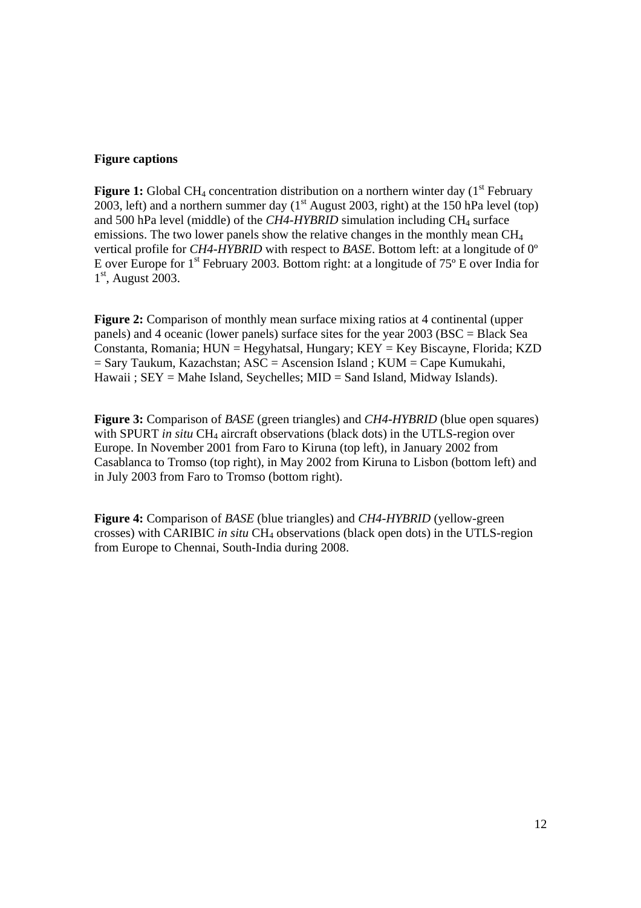**Figure captions**

**Figure 1:** Global $CH_4$ concentration distribution on a northern winter day (1st February 2003, left) and a northern summer day (1st August 2003, right) at the 150 hPa level (top) and 500 hPa level (middle) of the *CH4-HYBRID* simulation including $CH_4$ surface emissions. The two lower panels show the relative changes in the monthly mean $CH_4$ vertical profile for *CH4-HYBRID* with respect to *BASE*. Bottom left: at a longitude of 0º E over Europe for 1st February 2003. Bottom right: at a longitude of 75º E over India for 1st, August 2003.

**Figure 2:** Comparison of monthly mean surface mixing ratios at 4 continental (upper panels) and 4 oceanic (lower panels) surface sites for the year 2003 (BSC = Black Sea Constanta, Romania; HUN = Hegyhatsal, Hungary; KEY = Key Biscayne, Florida; KZD = Sary Taukum, Kazachstan; ASC = Ascension Island ; KUM = Cape Kumukahi, Hawaii ; SEY = Mahe Island, Seychelles; MID = Sand Island, Midway Islands).

**Figure 3:** Comparison of *BASE* (green triangles) and *CH4-HYBRID* (blue open squares) with SPURT *in situ* $CH_4$ aircraft observations (black dots) in the UTLS-region over Europe. In November 2001 from Faro to Kiruna (top left), in January 2002 from Casablanca to Tromso (top right), in May 2002 from Kiruna to Lisbon (bottom left) and in July 2003 from Faro to Tromso (bottom right).

**Figure 4:** Comparison of *BASE* (blue triangles) and *CH4-HYBRID* (yellow-green crosses) with CARIBIC *in situ* $CH_4$ observations (black open dots) in the UTLS-region from Europe to Chennai, South-India during 2008.